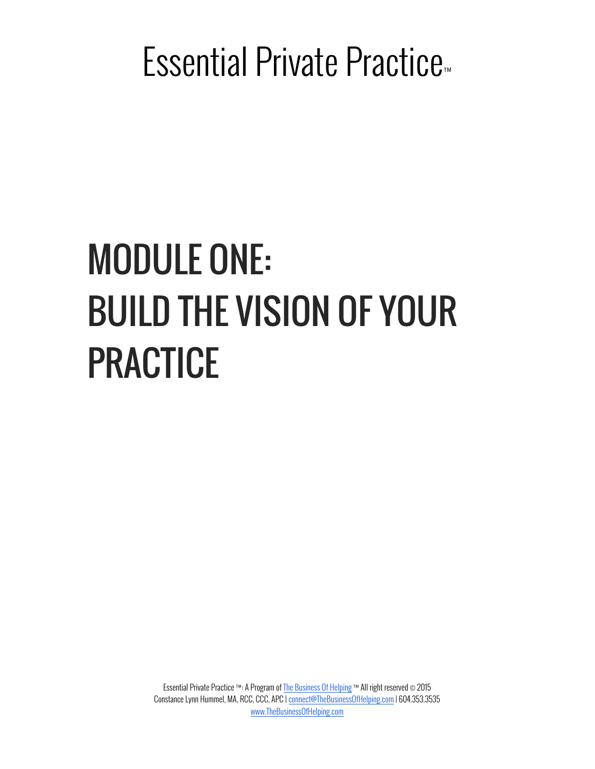# Essential Private Practice™

# MODULE ONE:
# BUILD THE VISION OF YOUR PRACTICE

Essential Private Practice ™: A Program of The Business Of Helping ™ All right reserved © 2015
Constance Lynn Hummel, MA, RCC, CCC, APC | connect@TheBusinessOfHelping.com | 604.353.3535
www.TheBusinessOfHelping.com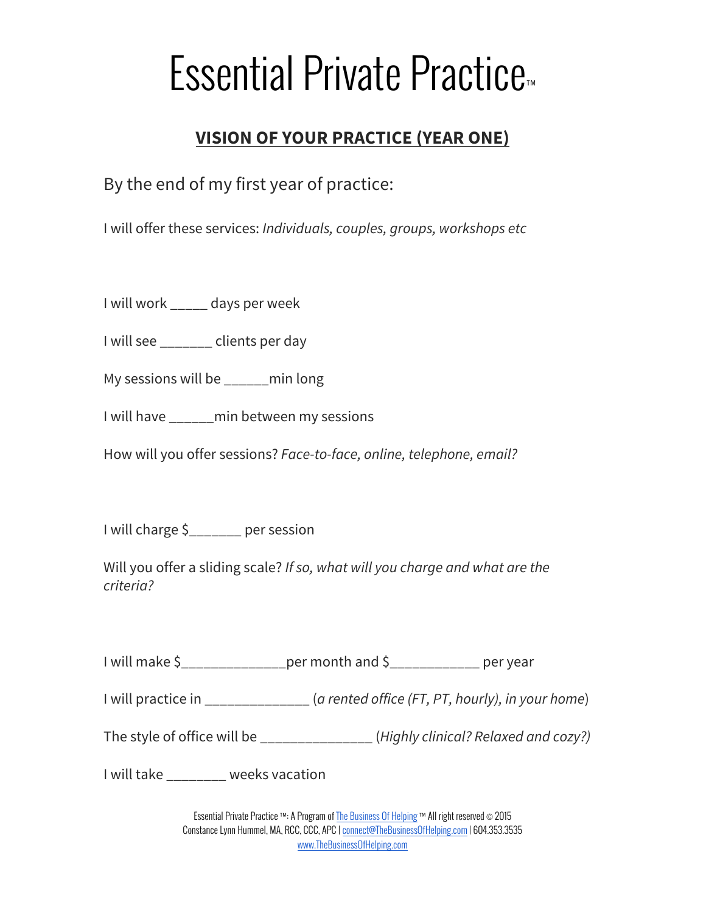# Essential Private Practice™

## VISION OF YOUR PRACTICE (YEAR ONE)

By the end of my first year of practice:

I will offer these services: *Individuals, couples, groups, workshops etc*

I will work _____ days per week

I will see _______ clients per day

My sessions will be ______min long

I will have ______min between my sessions

How will you offer sessions? *Face-to-face, online, telephone, email?*

I will charge $_______ per session

Will you offer a sliding scale? *If so, what will you charge and what are the criteria?*

I will make $_____________per month and $___________ per year

I will practice in _____________ (*a rented office (FT, PT, hourly), in your home*)

The style of office will be ______________ (*Highly clinical? Relaxed and cozy?)*

I will take ________ weeks vacation

Essential Private Practice ™: A Program of The Business Of Helping ™ All right reserved © 2015
Constance Lynn Hummel, MA, RCC, CCC, APC | connect@TheBusinessOfHelping.com | 604.353.3535
www.TheBusinessOfHelping.com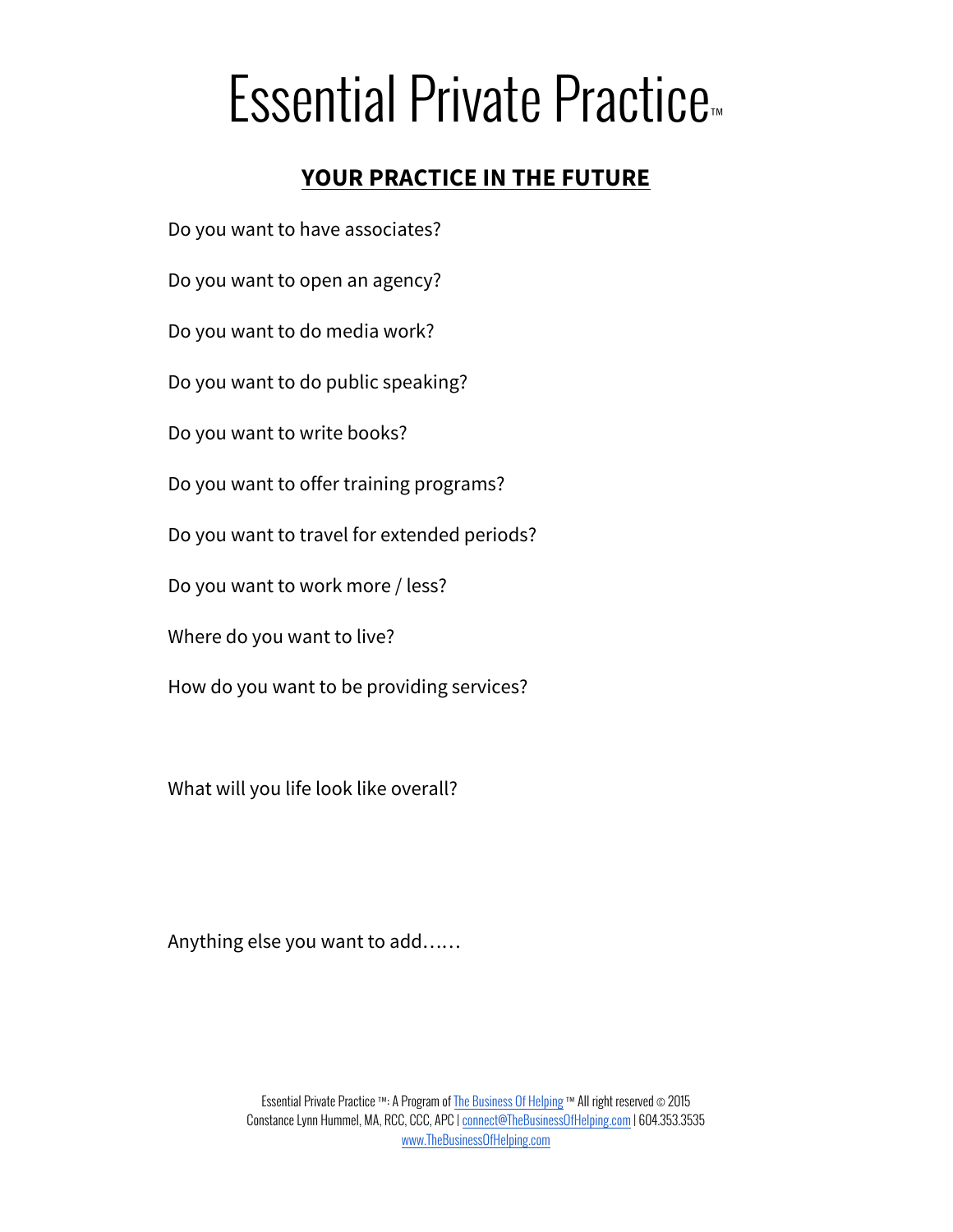# Essential Private Practice™

## YOUR PRACTICE IN THE FUTURE

Do you want to have associates?

Do you want to open an agency?

Do you want to do media work?

Do you want to do public speaking?

Do you want to write books?

Do you want to offer training programs?

Do you want to travel for extended periods?

Do you want to work more / less?

Where do you want to live?

How do you want to be providing services?

What will you life look like overall?

Anything else you want to add……

Essential Private Practice ™: A Program of The Business Of Helping ™ All right reserved © 2015
Constance Lynn Hummel, MA, RCC, CCC, APC | connect@TheBusinessOfHelping.com | 604.353.3535
www.TheBusinessOfHelping.com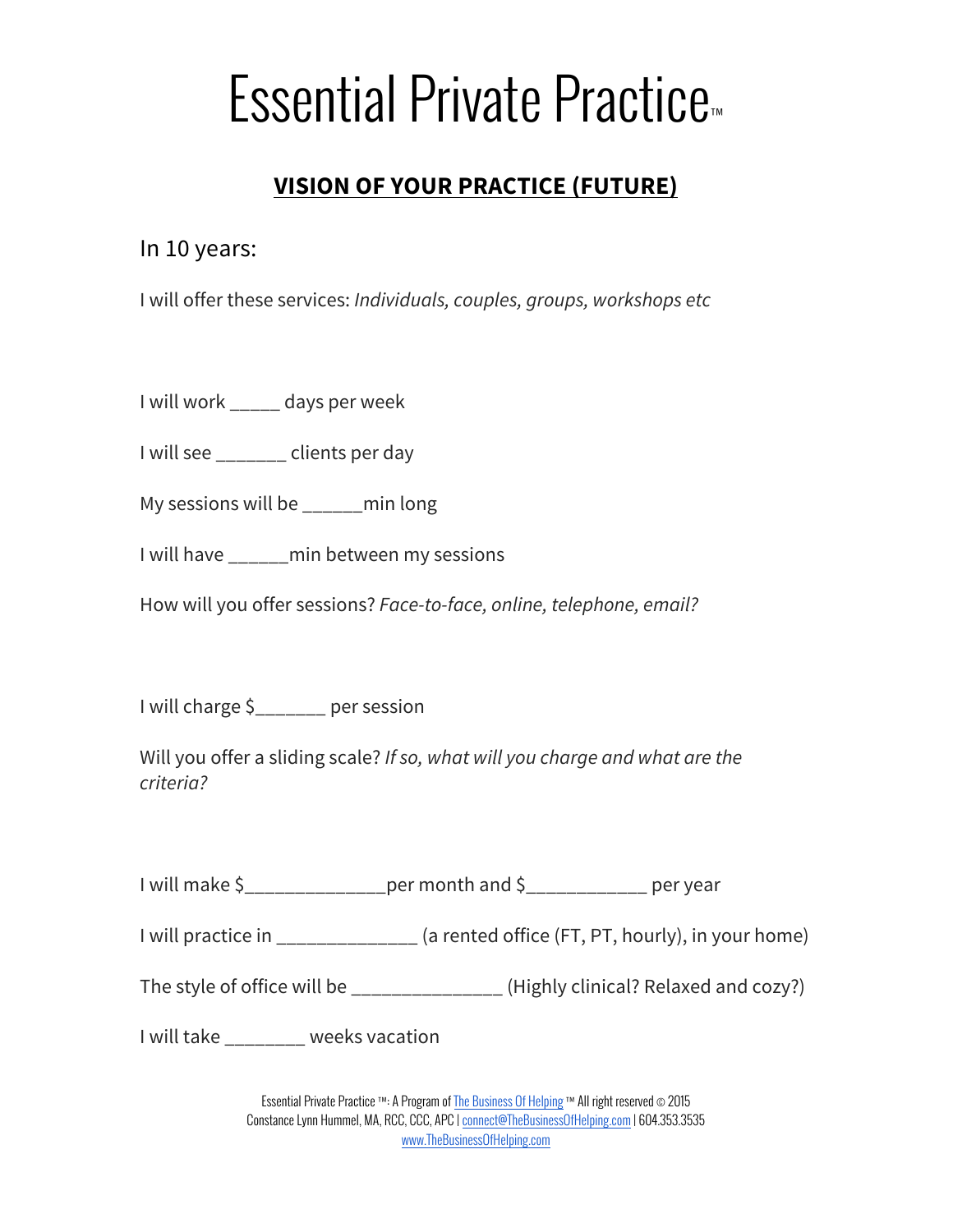# Essential Private Practice™

## VISION OF YOUR PRACTICE (FUTURE)

In 10 years:

I will offer these services: *Individuals, couples, groups, workshops etc*

I will work _____ days per week

I will see _______ clients per day

My sessions will be ______min long

I will have ______min between my sessions

How will you offer sessions? *Face-to-face, online, telephone, email?*

I will charge $_______ per session

Will you offer a sliding scale? *If so, what will you charge and what are the criteria?*

I will make $______________per month and $____________ per year

I will practice in ______________ (a rented office (FT, PT, hourly), in your home)

The style of office will be _______________ (Highly clinical? Relaxed and cozy?)

I will take ________ weeks vacation

Essential Private Practice ™: A Program of The Business Of Helping ™ All right reserved © 2015
Constance Lynn Hummel, MA, RCC, CCC, APC | connect@TheBusinessOfHelping.com | 604.353.3535
www.TheBusinessOfHelping.com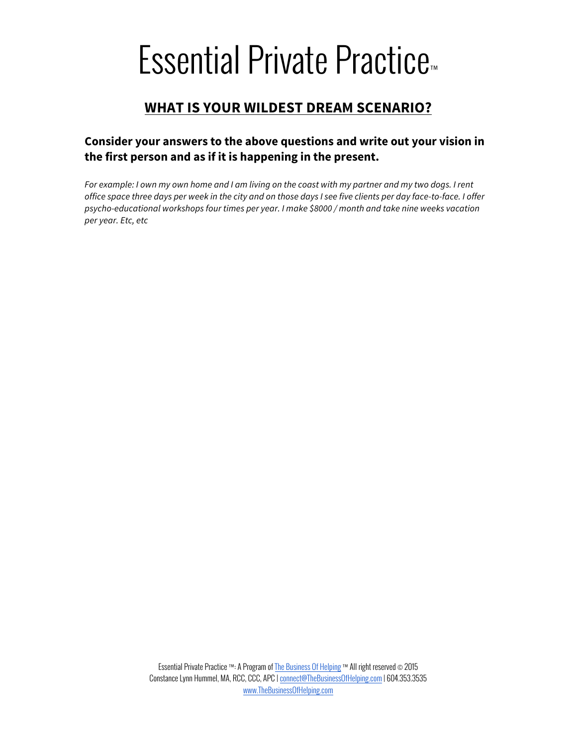# Essential Private Practice™

## WHAT IS YOUR WILDEST DREAM SCENARIO?

### Consider your answers to the above questions and write out your vision in the first person and as if it is happening in the present.

*For example: I own my own home and I am living on the coast with my partner and my two dogs. I rent office space three days per week in the city and on those days I see five clients per day face-to-face. I offer psycho-educational workshops four times per year. I make $8000 / month and take nine weeks vacation per year. Etc, etc*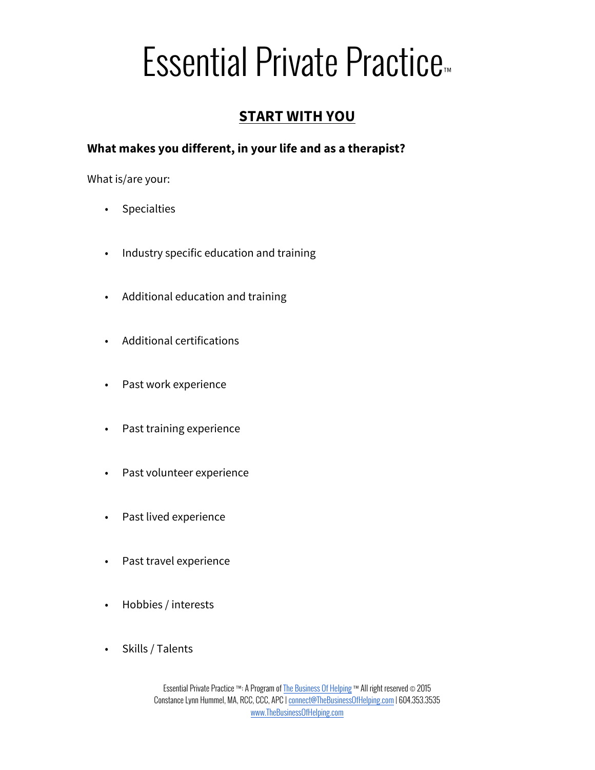# Essential Private Practice™

## START WITH YOU

**What makes you different, in your life and as a therapist?**

What is/are your:

- Specialties
- Industry specific education and training
- Additional education and training
- Additional certifications
- Past work experience
- Past training experience
- Past volunteer experience
- Past lived experience
- Past travel experience
- Hobbies / interests
- Skills / Talents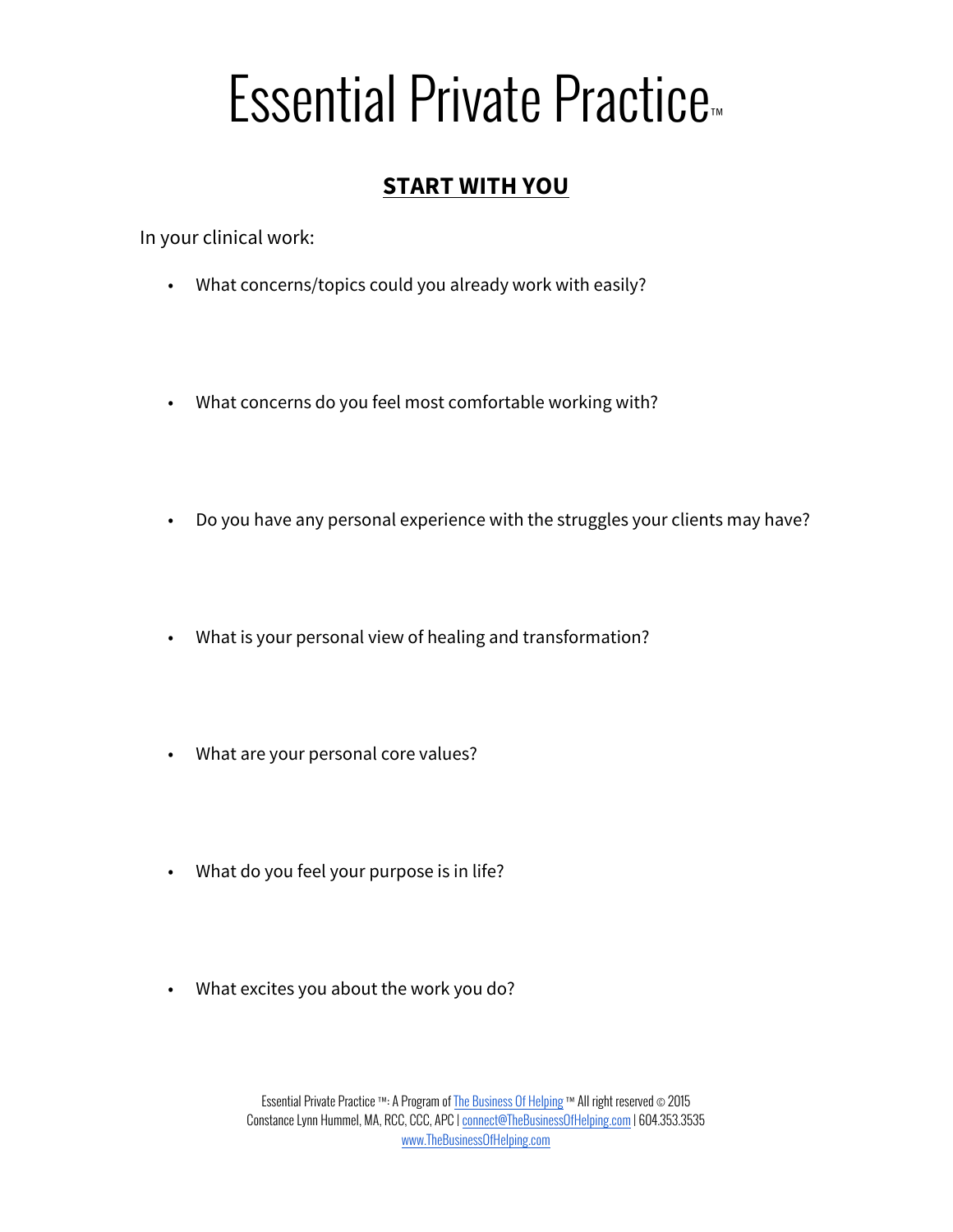# Essential Private Practice™

## START WITH YOU

In your clinical work:

- What concerns/topics could you already work with easily?

- What concerns do you feel most comfortable working with?

- Do you have any personal experience with the struggles your clients may have?

- What is your personal view of healing and transformation?

- What are your personal core values?

- What do you feel your purpose is in life?

- What excites you about the work you do?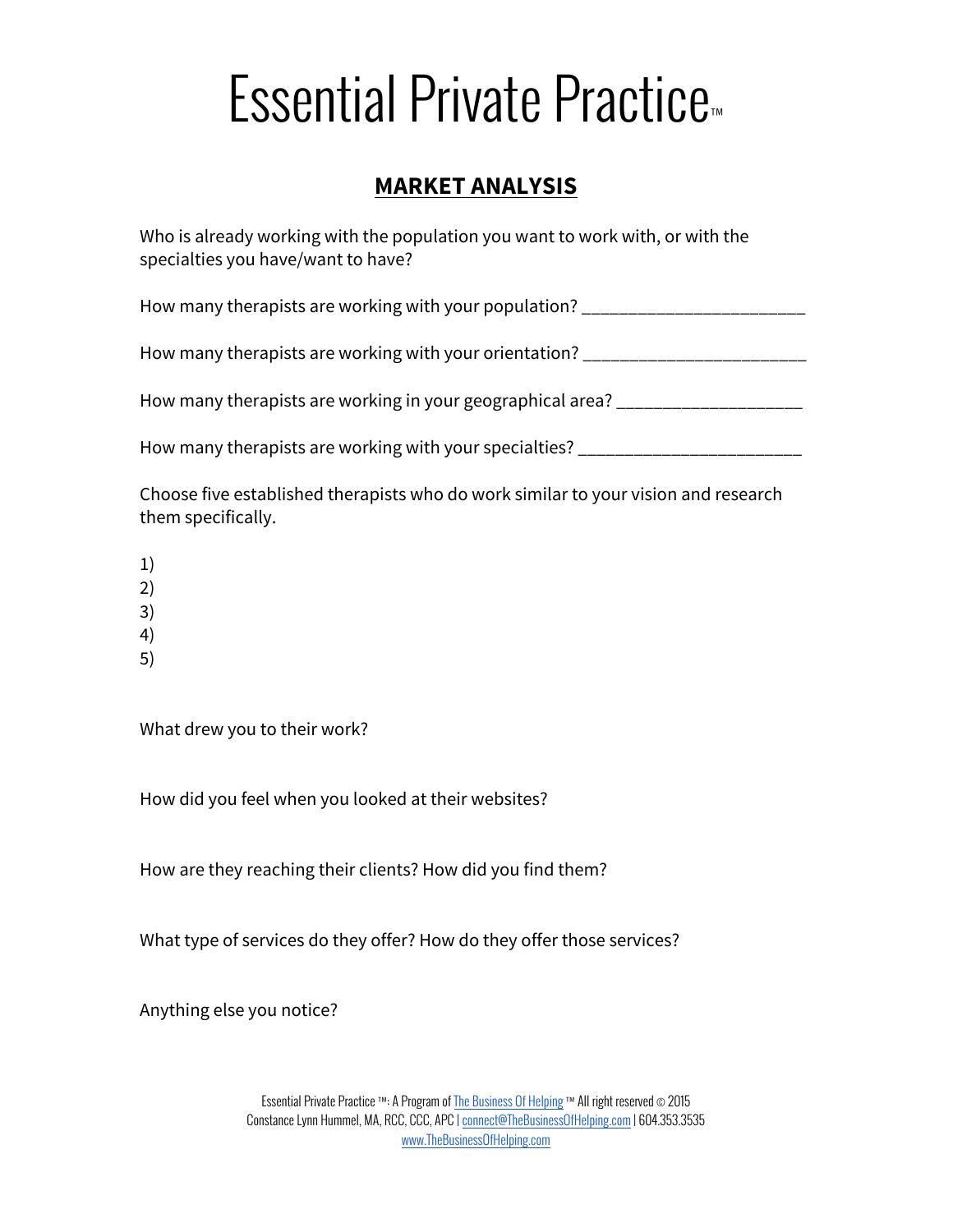# Essential Private Practice™

## MARKET ANALYSIS

Who is already working with the population you want to work with, or with the specialties you have/want to have?

How many therapists are working with your population? ________________________

How many therapists are working with your orientation? ________________________

How many therapists are working in your geographical area? ____________________

How many therapists are working with your specialties? ________________________

Choose five established therapists who do work similar to your vision and research them specifically.

1)
2)
3)
4)
5)

What drew you to their work?

How did you feel when you looked at their websites?

How are they reaching their clients? How did you find them?

What type of services do they offer? How do they offer those services?

Anything else you notice?

Essential Private Practice ™: A Program of The Business Of Helping ™ All right reserved © 2015
Constance Lynn Hummel, MA, RCC, CCC, APC | connect@TheBusinessOfHelping.com | 604.353.3535
www.TheBusinessOfHelping.com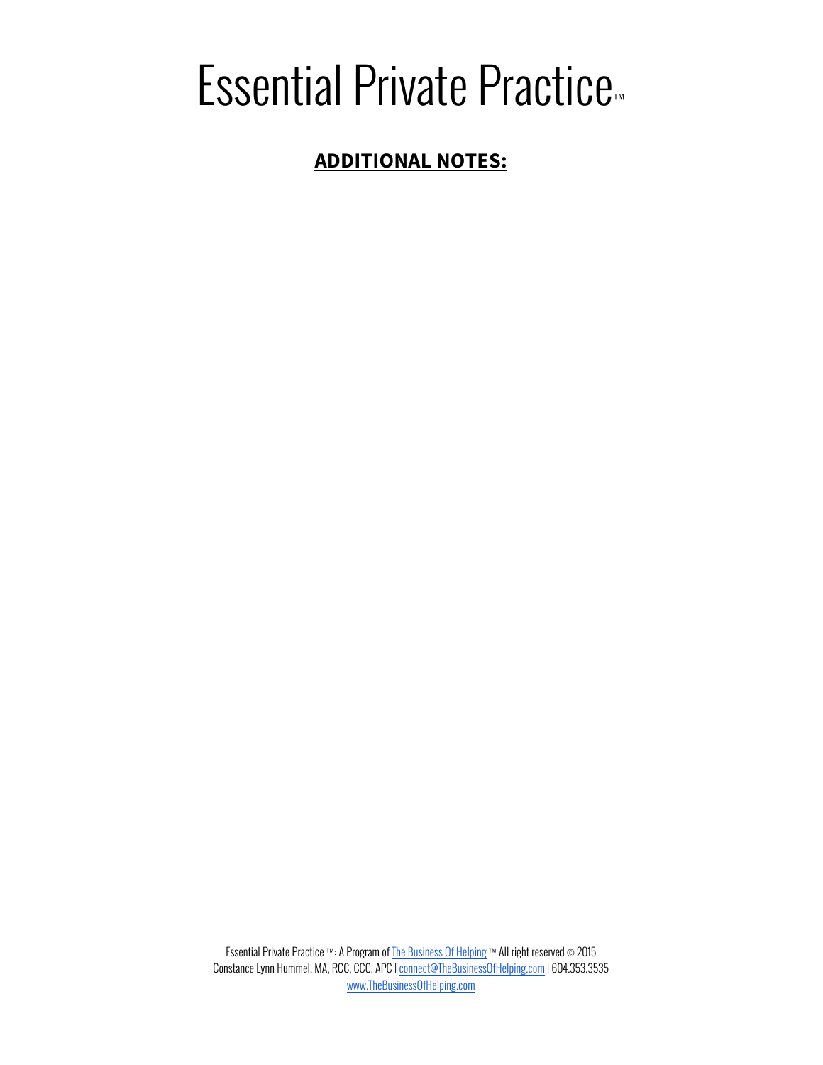**ADDITIONAL NOTES:**